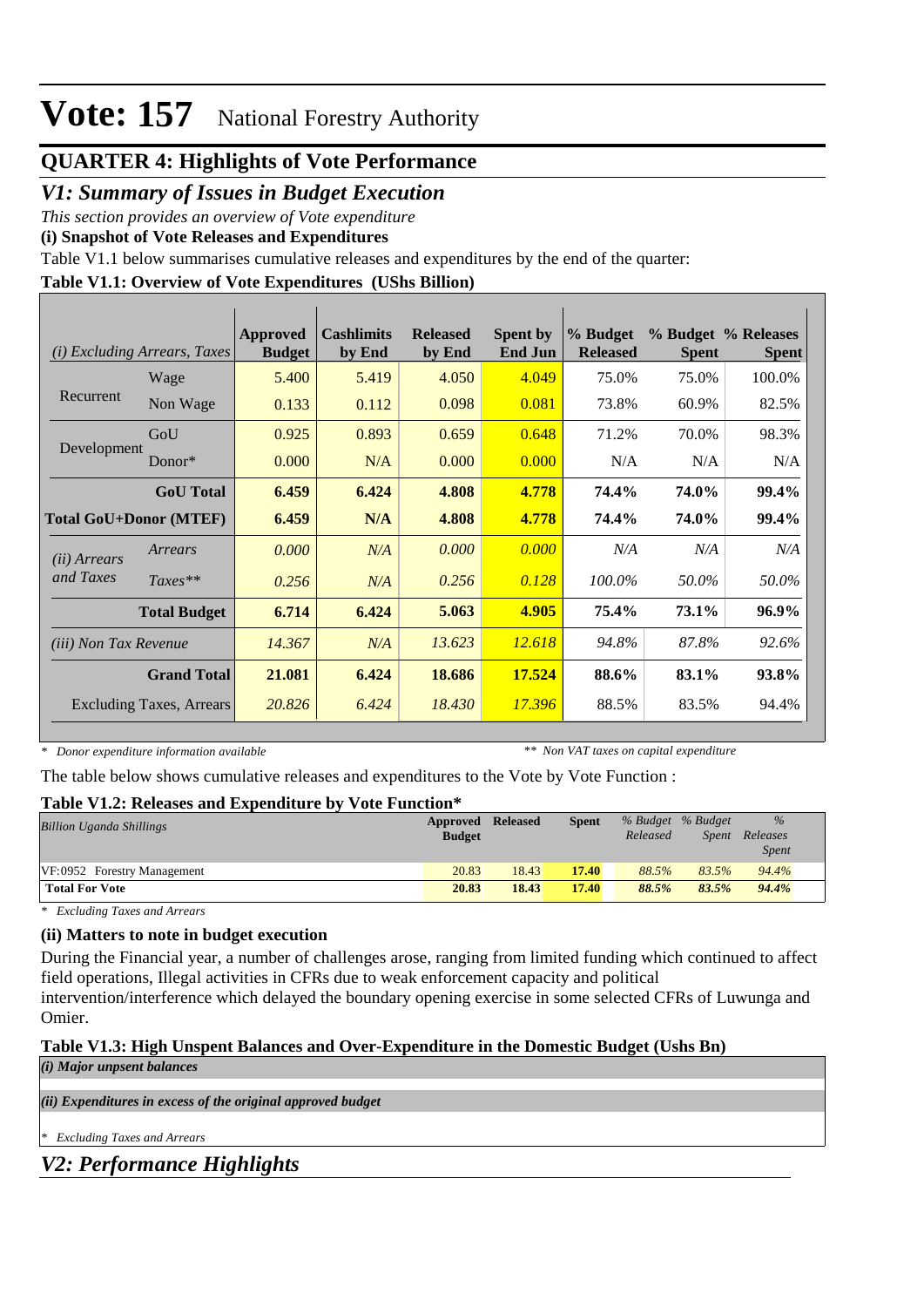# Vote: 157 National Forestry Authority

## QUARTER 4: Highlights of Vote Performance

## *V1: Summary of Issues in Budget Execution*

*This section provides an overview of Vote expenditure*

**(i) Snapshot of Vote Releases and Expenditures**

Table V1.1 below summarises cumulative releases and expenditures by the end of the quarter:

**Table V1.1: Overview of Vote Expenditures (UShs Billion)**

| *(i) Excluding Arrears, Taxes* | | Approved Budget | Cashlimits by End | Released by End | Spent by End Jun | % Budget Released | % Budget Spent | % Releases Spent |
|---|---|---|---|---|---|---|---|---|
| Recurrent | Wage | 5.400 | 5.419 | 4.050 | 4.049 | 75.0% | 75.0% | 100.0% |
| | Non Wage | 0.133 | 0.112 | 0.098 | 0.081 | 73.8% | 60.9% | 82.5% |
| Development | GoU | 0.925 | 0.893 | 0.659 | 0.648 | 71.2% | 70.0% | 98.3% |
| | Donor* | 0.000 | N/A | 0.000 | 0.000 | N/A | N/A | N/A |
| | **GoU Total** | **6.459** | **6.424** | **4.808** | **4.778** | **74.4%** | **74.0%** | **99.4%** |
| **Total GoU+Donor (MTEF)** | | **6.459** | **N/A** | **4.808** | **4.778** | **74.4%** | **74.0%** | **99.4%** |
| *(ii) Arrears and Taxes* | *Arrears* | *0.000* | *N/A* | *0.000* | *0.000* | *N/A* | *N/A* | *N/A* |
| | *Taxes*** | *0.256* | *N/A* | *0.256* | *0.128* | *100.0%* | *50.0%* | *50.0%* |
| | **Total Budget** | **6.714** | **6.424** | **5.063** | **4.905** | **75.4%** | **73.1%** | **96.9%** |
| *(iii) Non Tax Revenue* | | *14.367* | *N/A* | *13.623* | *12.618* | *94.8%* | *87.8%* | *92.6%* |
| | **Grand Total** | **21.081** | **6.424** | **18.686** | **17.524** | **88.6%** | **83.1%** | **93.8%** |
| | Excluding Taxes, Arrears | *20.826* | *6.424* | *18.430* | *17.396* | 88.5% | 83.5% | 94.4% |

\* *Donor expenditure information available* ** *Non VAT taxes on capital expenditure*

The table below shows cumulative releases and expenditures to the Vote by Vote Function :

**Table V1.2: Releases and Expenditure by Vote Function***

| *Billion Uganda Shillings* | Approved Budget | Released | Spent | *% Budget Released* | *% Budget Spent* | *% Releases Spent* |
|---|---|---|---|---|---|---|
| VF:0952 Forestry Management | 20.83 | 18.43 | **17.40** | *88.5%* | *83.5%* | *94.4%* |
| **Total For Vote** | **20.83** | **18.43** | **17.40** | ***88.5%*** | ***83.5%*** | ***94.4%*** |

\* *Excluding Taxes and Arrears*

**(ii) Matters to note in budget execution**

During the Financial year, a number of challenges arose, ranging from limited funding which continued to affect field operations, Illegal activities in CFRs due to weak enforcement capacity and political intervention/interference which delayed the boundary opening exercise in some selected CFRs of Luwunga and Omier.

**Table V1.3: High Unspent Balances and Over-Expenditure in the Domestic Budget (Ushs Bn)**

*(i) Major unpsent balances*

*(ii) Expenditures in excess of the original approved budget*

\* *Excluding Taxes and Arrears*

## *V2: Performance Highlights*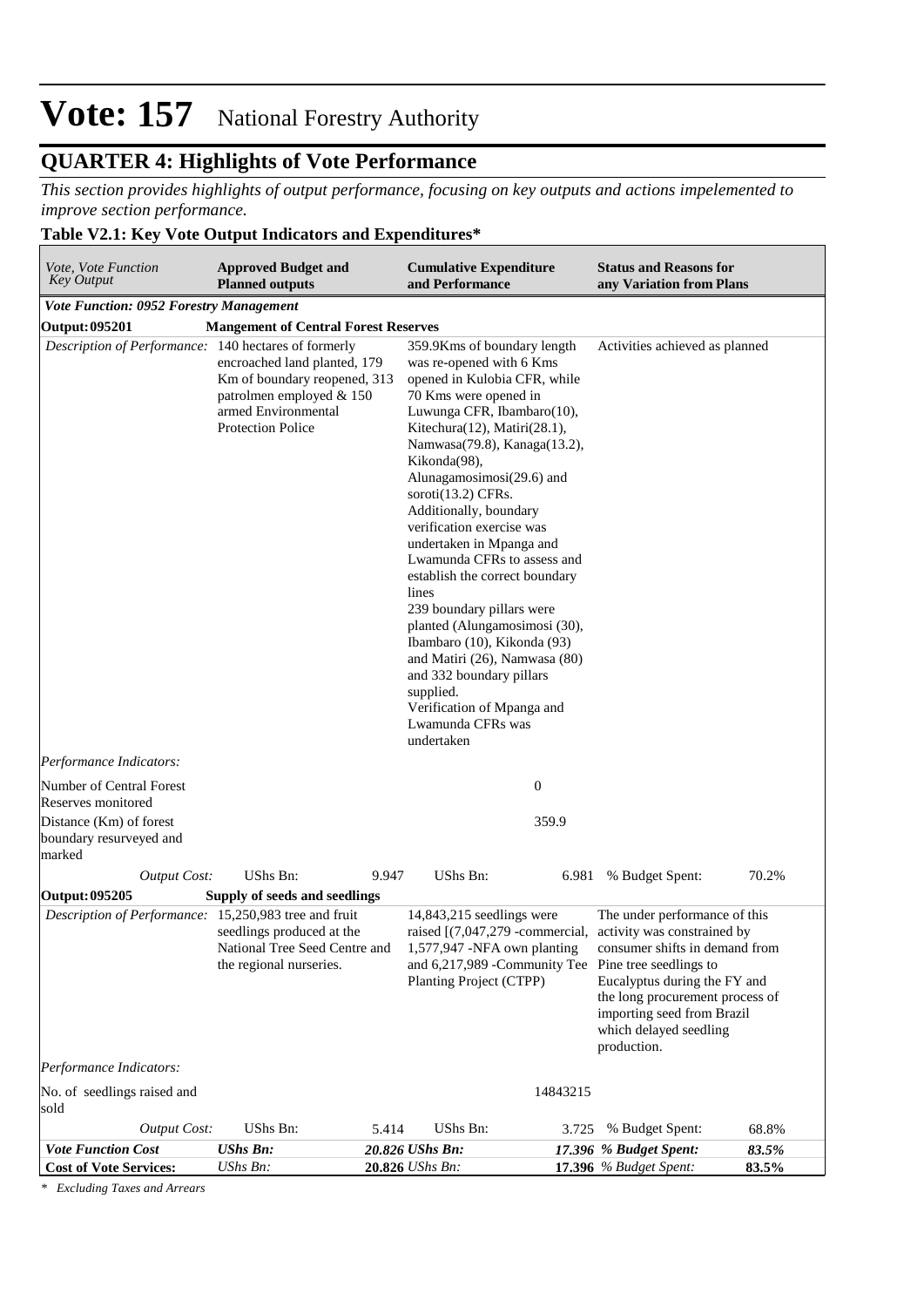# Vote: 157 National Forestry Authority

## QUARTER 4: Highlights of Vote Performance

*This section provides highlights of output performance, focusing on key outputs and actions impelemented to improve section performance.*

### Table V2.1: Key Vote Output Indicators and Expenditures*

| *Vote, Vote Function Key Output* | **Approved Budget and Planned outputs** | | **Cumulative Expenditure and Performance** | | **Status and Reasons for any Variation from Plans** | |
|---|---|---|---|---|---|---|
| ***Vote Function: 0952 Forestry Management*** | | | | | | |
| **Output: 095201** | **Mangement of Central Forest Reserves** | | | | | |
| *Description of Performance:* | 140 hectares of formerly encroached land planted, 179 Km of boundary reopened, 313 patrolmen employed & 150 armed Environmental Protection Police | | 359.9Kms of boundary length was re-opened with 6 Kms opened in Kulobia CFR, while 70 Kms were opened in Luwunga CFR, Ibambaro(10), Kitechura(12), Matiri(28.1), Namwasa(79.8), Kanaga(13.2), Kikonda(98), Alunagamosimosi(29.6) and soroti(13.2) CFRs. Additionally, boundary verification exercise was undertaken in Mpanga and Lwamunda CFRs to assess and establish the correct boundary lines<br>239 boundary pillars were planted (Alungamosimosi (30), Ibambaro (10), Kikonda (93) and Matiri (26), Namwasa (80) and 332 boundary pillars supplied.<br>Verification of Mpanga and Lwamunda CFRs was undertaken | | Activities achieved as planned | |
| *Performance Indicators:* | | | | | | |
| Number of Central Forest Reserves monitored | | | | 0 | | |
| Distance (Km) of forest boundary resurveyed and marked | | | | 359.9 | | |
| *Output Cost:* | UShs Bn: | 9.947 | UShs Bn: | 6.981 | % Budget Spent: | 70.2% |
| **Output: 095205** | **Supply of seeds and seedlings** | | | | | |
| *Description of Performance:* | 15,250,983 tree and fruit seedlings produced at the National Tree Seed Centre and the regional nurseries. | | 14,843,215 seedlings were raised [(7,047,279 -commercial, 1,577,947 -NFA own planting and 6,217,989 -Community Tee Planting Project (CTPP) | | The under performance of this activity was constrained by consumer shifts in demand from Pine tree seedlings to Eucalyptus during the FY and the long procurement process of importing seed from Brazil which delayed seedling production. | |
| *Performance Indicators:* | | | | | | |
| No. of seedlings raised and sold | | | | 14843215 | | |
| *Output Cost:* | UShs Bn: | 5.414 | UShs Bn: | 3.725 | % Budget Spent: | 68.8% |
| ***Vote Function Cost*** | ***UShs Bn:*** | ***20.826*** | ***UShs Bn:*** | ***17.396*** | ***% Budget Spent:*** | ***83.5%*** |
| **Cost of Vote Services:** | *UShs Bn:* | **20.826** | *UShs Bn:* | **17.396** | *% Budget Spent:* | **83.5%** |

*\* Excluding Taxes and Arrears*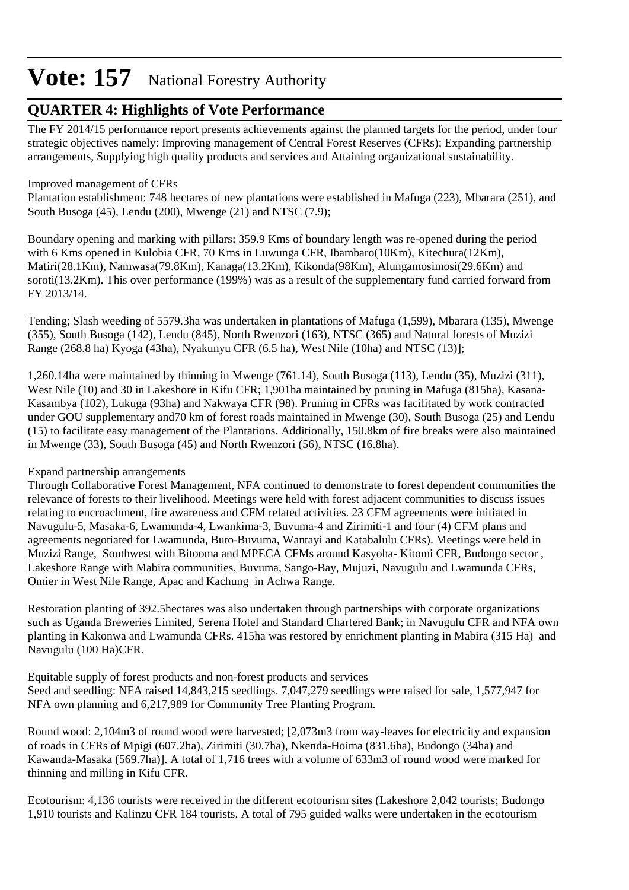# Vote: 157 National Forestry Authority

## QUARTER 4: Highlights of Vote Performance

The FY 2014/15 performance report presents achievements against the planned targets for the period, under four strategic objectives namely: Improving management of Central Forest Reserves (CFRs); Expanding partnership arrangements, Supplying high quality products and services and Attaining organizational sustainability.

Improved management of CFRs

Plantation establishment: 748 hectares of new plantations were established in Mafuga (223), Mbarara (251), and South Busoga (45), Lendu (200), Mwenge (21) and NTSC (7.9);

Boundary opening and marking with pillars; 359.9 Kms of boundary length was re-opened during the period with 6 Kms opened in Kulobia CFR, 70 Kms in Luwunga CFR, Ibambaro(10Km), Kitechura(12Km), Matiri(28.1Km), Namwasa(79.8Km), Kanaga(13.2Km), Kikonda(98Km), Alungamosimosi(29.6Km) and soroti(13.2Km). This over performance (199%) was as a result of the supplementary fund carried forward from FY 2013/14.

Tending; Slash weeding of 5579.3ha was undertaken in plantations of Mafuga (1,599), Mbarara (135), Mwenge (355), South Busoga (142), Lendu (845), North Rwenzori (163), NTSC (365) and Natural forests of Muzizi Range (268.8 ha) Kyoga (43ha), Nyakunyu CFR (6.5 ha), West Nile (10ha) and NTSC (13)];

1,260.14ha were maintained by thinning in Mwenge (761.14), South Busoga (113), Lendu (35), Muzizi (311), West Nile (10) and 30 in Lakeshore in Kifu CFR; 1,901ha maintained by pruning in Mafuga (815ha), Kasana-Kasambya (102), Lukuga (93ha) and Nakwaya CFR (98). Pruning in CFRs was facilitated by work contracted under GOU supplementary and70 km of forest roads maintained in Mwenge (30), South Busoga (25) and Lendu (15) to facilitate easy management of the Plantations. Additionally, 150.8km of fire breaks were also maintained in Mwenge (33), South Busoga (45) and North Rwenzori (56), NTSC (16.8ha).

Expand partnership arrangements

Through Collaborative Forest Management, NFA continued to demonstrate to forest dependent communities the relevance of forests to their livelihood. Meetings were held with forest adjacent communities to discuss issues relating to encroachment, fire awareness and CFM related activities. 23 CFM agreements were initiated in Navugulu-5, Masaka-6, Lwamunda-4, Lwankima-3, Buvuma-4 and Zirimiti-1 and four (4) CFM plans and agreements negotiated for Lwamunda, Buto-Buvuma, Wantayi and Katabalulu CFRs). Meetings were held in Muzizi Range, Southwest with Bitooma and MPECA CFMs around Kasyoha- Kitomi CFR, Budongo sector , Lakeshore Range with Mabira communities, Buvuma, Sango-Bay, Mujuzi, Navugulu and Lwamunda CFRs, Omier in West Nile Range, Apac and Kachung in Achwa Range.

Restoration planting of 392.5hectares was also undertaken through partnerships with corporate organizations such as Uganda Breweries Limited, Serena Hotel and Standard Chartered Bank; in Navugulu CFR and NFA own planting in Kakonwa and Lwamunda CFRs. 415ha was restored by enrichment planting in Mabira (315 Ha) and Navugulu (100 Ha)CFR.

Equitable supply of forest products and non-forest products and services

Seed and seedling: NFA raised 14,843,215 seedlings. 7,047,279 seedlings were raised for sale, 1,577,947 for NFA own planning and 6,217,989 for Community Tree Planting Program.

Round wood: 2,104m3 of round wood were harvested; [2,073m3 from way-leaves for electricity and expansion of roads in CFRs of Mpigi (607.2ha), Zirimiti (30.7ha), Nkenda-Hoima (831.6ha), Budongo (34ha) and Kawanda-Masaka (569.7ha)]. A total of 1,716 trees with a volume of 633m3 of round wood were marked for thinning and milling in Kifu CFR.

Ecotourism: 4,136 tourists were received in the different ecotourism sites (Lakeshore 2,042 tourists; Budongo 1,910 tourists and Kalinzu CFR 184 tourists. A total of 795 guided walks were undertaken in the ecotourism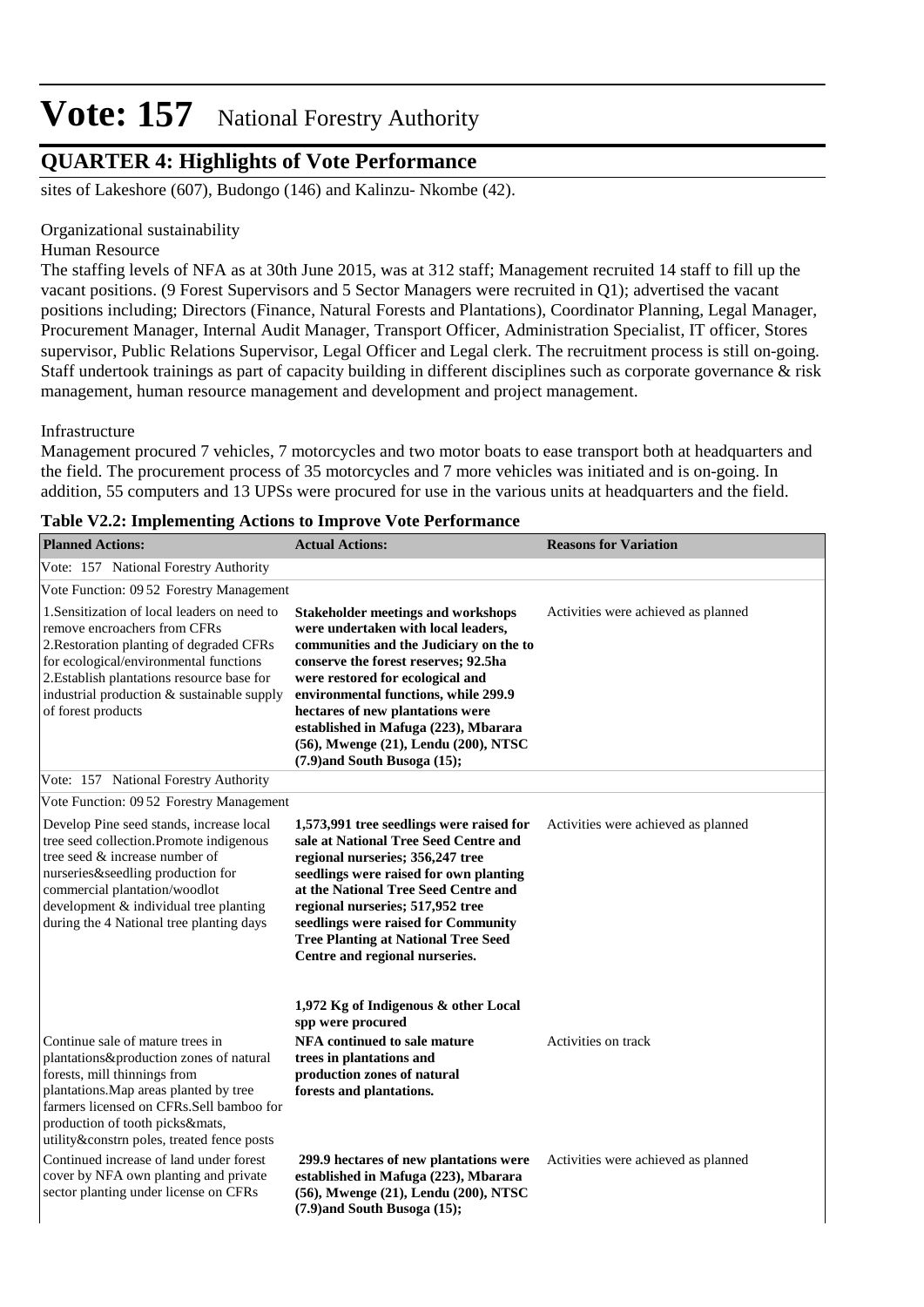sites of Lakeshore (607), Budongo (146) and Kalinzu- Nkombe (42).

Organizational sustainability

Human Resource

The staffing levels of NFA as at 30th June 2015, was at 312 staff; Management recruited 14 staff to fill up the vacant positions. (9 Forest Supervisors and 5 Sector Managers were recruited in Q1); advertised the vacant positions including; Directors (Finance, Natural Forests and Plantations), Coordinator Planning, Legal Manager, Procurement Manager, Internal Audit Manager, Transport Officer, Administration Specialist, IT officer, Stores supervisor, Public Relations Supervisor, Legal Officer and Legal clerk. The recruitment process is still on-going. Staff undertook trainings as part of capacity building in different disciplines such as corporate governance & risk management, human resource management and development and project management.

Infrastructure

Management procured 7 vehicles, 7 motorcycles and two motor boats to ease transport both at headquarters and the field. The procurement process of 35 motorcycles and 7 more vehicles was initiated and is on-going. In addition, 55 computers and 13 UPSs were procured for use in the various units at headquarters and the field.

**Table V2.2: Implementing Actions to Improve Vote Performance**

| Planned Actions: | Actual Actions: | Reasons for Variation |
|---|---|---|
| Vote: 157 National Forestry Authority | | |
| Vote Function: 09 52 Forestry Management | | |
| 1.Sensitization of local leaders on need to remove encroachers from CFRs<br>2.Restoration planting of degraded CFRs for ecological/environmental functions<br>2.Establish plantations resource base for industrial production & sustainable supply of forest products | **Stakeholder meetings and workshops were undertaken with local leaders, communities and the Judiciary on the to conserve the forest reserves; 92.5ha were restored for ecological and environmental functions, while 299.9 hectares of new plantations were established in Mafuga (223), Mbarara (56), Mwenge (21), Lendu (200), NTSC (7.9)and South Busoga (15);** | Activities were achieved as planned |
| Vote: 157 National Forestry Authority | | |
| Vote Function: 09 52 Forestry Management | | |
| Develop Pine seed stands, increase local tree seed collection.Promote indigenous tree seed & increase number of nurseries&seedling production for commercial plantation/woodlot development & individual tree planting during the 4 National tree planting days | **1,573,991 tree seedlings were raised for sale at National Tree Seed Centre and regional nurseries; 356,247 tree seedlings were raised for own planting at the National Tree Seed Centre and regional nurseries; 517,952 tree seedlings were raised for Community Tree Planting at National Tree Seed Centre and regional nurseries.**<br><br>**1,972 Kg of Indigenous & other Local spp were procured** | Activities were achieved as planned |
| Continue sale of mature trees in plantations&production zones of natural forests, mill thinnings from plantations.Map areas planted by tree farmers licensed on CFRs.Sell bamboo for production of tooth picks&mats, utility&constrn poles, treated fence posts | **NFA continued to sale mature trees in plantations and production zones of natural forests and plantations.** | Activities on track |
| Continued increase of land under forest cover by NFA own planting and private sector planting under license on CFRs | **299.9 hectares of new plantations were established in Mafuga (223), Mbarara (56), Mwenge (21), Lendu (200), NTSC (7.9)and South Busoga (15);** | Activities were achieved as planned |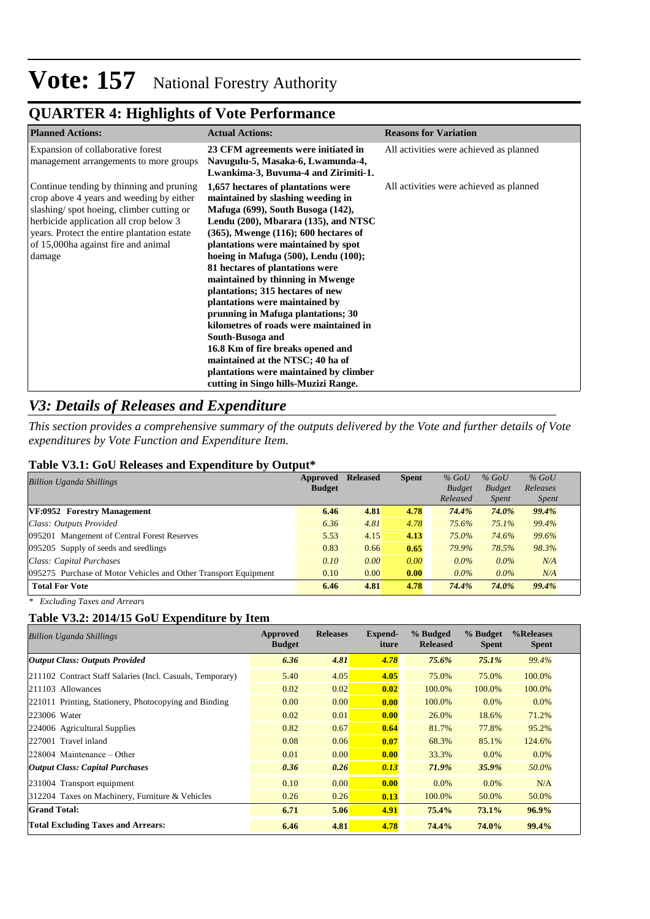# Vote: 157 National Forestry Authority

## QUARTER 4: Highlights of Vote Performance

| Planned Actions: | Actual Actions: | Reasons for Variation |
|---|---|---|
| Expansion of collaborative forest management arrangements to more groups | **23 CFM agreements were initiated in Navugulu-5, Masaka-6, Lwamunda-4, Lwankima-3, Buvuma-4 and Zirimiti-1.** | All activities were achieved as planned |
| Continue tending by thinning and pruning crop above 4 years and weeding by either slashing/ spot hoeing, climber cutting or herbicide application all crop below 3 years. Protect the entire plantation estate of 15,000ha against fire and animal damage | **1,657 hectares of plantations were maintained by slashing weeding in Mafuga (699), South Busoga (142), Lendu (200), Mbarara (135), and NTSC (365), Mwenge (116); 600 hectares of plantations were maintained by spot hoeing in Mafuga (500), Lendu (100); 81 hectares of plantations were maintained by thinning in Mwenge plantations; 315 hectares of new plantations were maintained by prunning in Mafuga plantations; 30 kilometres of roads were maintained in South-Busoga and 16.8 Km of fire breaks opened and maintained at the NTSC; 40 ha of plantations were maintained by climber cutting in Singo hills-Muzizi Range.** | All activities were achieved as planned |

## *V3: Details of Releases and Expenditure*

*This section provides a comprehensive summary of the outputs delivered by the Vote and further details of Vote expenditures by Vote Function and Expenditure Item.*

### Table V3.1: GoU Releases and Expenditure by Output*

| *Billion Uganda Shillings* | Approved Budget | Released | Spent | *% GoU Budget Released* | *% GoU Budget Spent* | *% GoU Releases Spent* |
|---|---|---|---|---|---|---|
| **VF:0952 Forestry Management** | **6.46** | **4.81** | **4.78** | ***74.4%*** | ***74.0%*** | ***99.4%*** |
| *Class: Outputs Provided* | *6.36* | *4.81* | *4.78* | *75.6%* | *75.1%* | *99.4%* |
| 095201 Mangement of Central Forest Reserves | 5.53 | 4.15 | **4.13** | *75.0%* | *74.6%* | *99.6%* |
| 095205 Supply of seeds and seedlings | 0.83 | 0.66 | **0.65** | *79.9%* | *78.5%* | *98.3%* |
| *Class: Capital Purchases* | *0.10* | *0.00* | *0.00* | *0.0%* | *0.0%* | *N/A* |
| 095275 Purchase of Motor Vehicles and Other Transport Equipment | 0.10 | 0.00 | **0.00** | *0.0%* | *0.0%* | *N/A* |
| **Total For Vote** | **6.46** | **4.81** | **4.78** | ***74.4%*** | ***74.0%*** | ***99.4%*** |

*\* Excluding Taxes and Arrears*

### Table V3.2: 2014/15 GoU Expenditure by Item

| *Billion Uganda Shillings* | Approved Budget | Releases | Expend-iture | % Budgeted Released | % Budget Spent | %Releases Spent |
|---|---|---|---|---|---|---|
| ***Output Class: Outputs Provided*** | ***6.36*** | ***4.81*** | ***4.78*** | ***75.6%*** | ***75.1%*** | *99.4%* |
| 211102 Contract Staff Salaries (Incl. Casuals, Temporary) | 5.40 | 4.05 | **4.05** | 75.0% | 75.0% | 100.0% |
| 211103 Allowances | 0.02 | 0.02 | **0.02** | 100.0% | 100.0% | 100.0% |
| 221011 Printing, Stationery, Photocopying and Binding | 0.00 | 0.00 | **0.00** | 100.0% | 0.0% | 0.0% |
| 223006 Water | 0.02 | 0.01 | **0.00** | 26.0% | 18.6% | 71.2% |
| 224006 Agricultural Supplies | 0.82 | 0.67 | **0.64** | 81.7% | 77.8% | 95.2% |
| 227001 Travel inland | 0.08 | 0.06 | **0.07** | 68.3% | 85.1% | 124.6% |
| 228004 Maintenance – Other | 0.01 | 0.00 | **0.00** | 33.3% | 0.0% | 0.0% |
| ***Output Class: Capital Purchases*** | ***0.36*** | ***0.26*** | ***0.13*** | ***71.9%*** | ***35.9%*** | *50.0%* |
| 231004 Transport equipment | 0.10 | 0.00 | **0.00** | 0.0% | 0.0% | N/A |
| 312204 Taxes on Machinery, Furniture & Vehicles | 0.26 | 0.26 | **0.13** | 100.0% | 50.0% | 50.0% |
| **Grand Total:** | **6.71** | **5.06** | **4.91** | **75.4%** | **73.1%** | **96.9%** |
| **Total Excluding Taxes and Arrears:** | **6.46** | **4.81** | **4.78** | **74.4%** | **74.0%** | **99.4%** |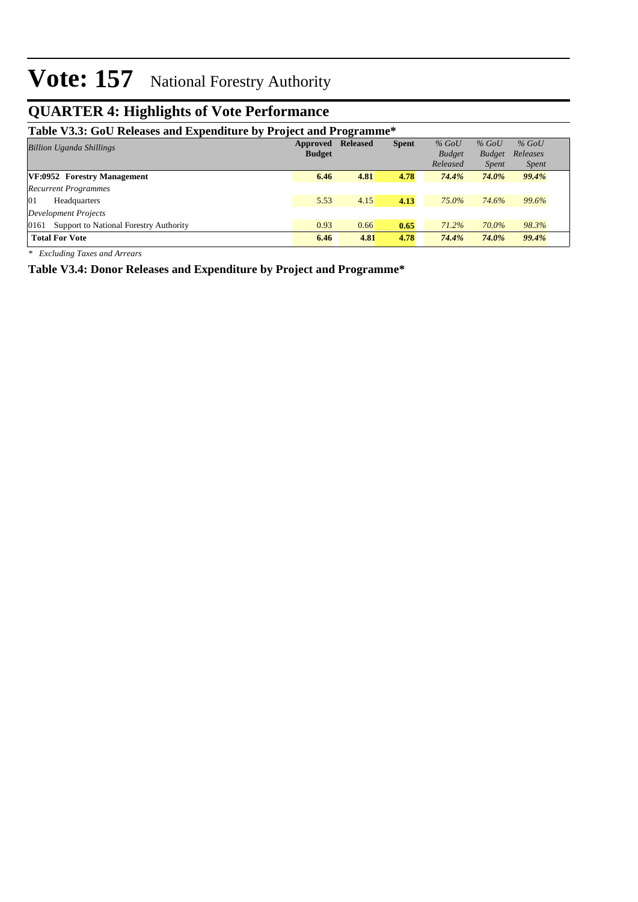# Vote: 157 National Forestry Authority

## QUARTER 4: Highlights of Vote Performance

### Table V3.3: GoU Releases and Expenditure by Project and Programme*

| *Billion Uganda Shillings* | Approved Budget | Released | Spent | *% GoU Budget Released* | *% GoU Budget Spent* | *% GoU Releases Spent* |
|---|---|---|---|---|---|---|
| **VF:0952 Forestry Management** | **6.46** | **4.81** | **4.78** | ***74.4%*** | ***74.0%*** | ***99.4%*** |
| *Recurrent Programmes* | | | | | | |
| 01 Headquarters | 5.53 | 4.15 | **4.13** | *75.0%* | *74.6%* | *99.6%* |
| *Development Projects* | | | | | | |
| 0161 Support to National Forestry Authority | 0.93 | 0.66 | **0.65** | *71.2%* | *70.0%* | *98.3%* |
| **Total For Vote** | **6.46** | **4.81** | **4.78** | ***74.4%*** | ***74.0%*** | ***99.4%*** |

*\* Excluding Taxes and Arrears*

### Table V3.4: Donor Releases and Expenditure by Project and Programme*